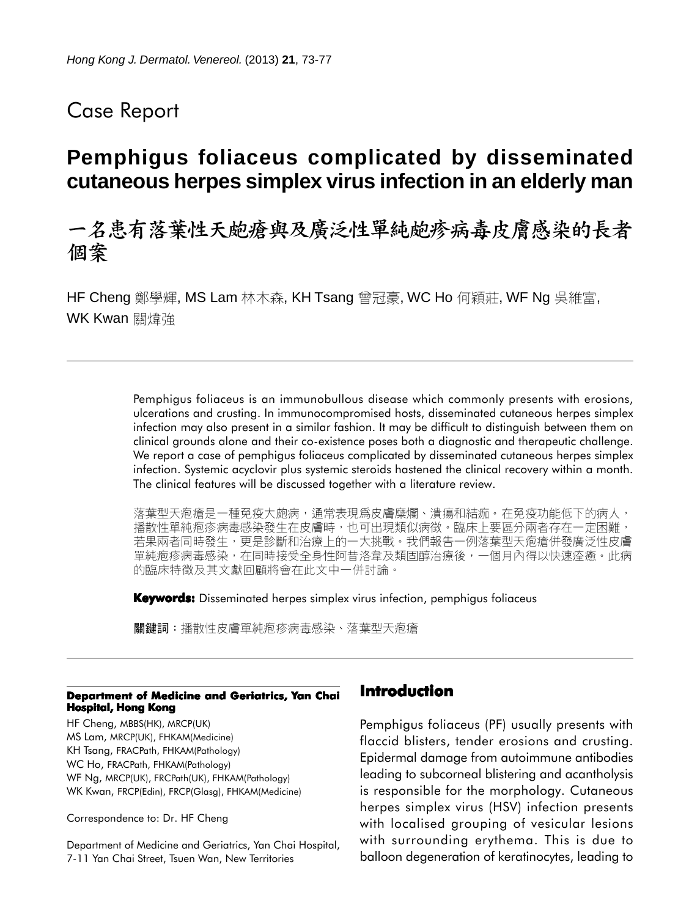# Case Report

## Pemphigus foliaceus complicated by disseminated cutaneous herpes simplex virus infection in an elderly man

## 一名患有落葉性天皰瘡與及廣泛性單純皰疹病毒皮膚感染的長者個案

HF Cheng 鄭學輝, MS Lam 林木森, KH Tsang 曾冠豪, WC Ho 何穎莊, WF Ng 吳維富, WK Kwan 關煒強

Pemphigus foliaceus is an immunobullous disease which commonly presents with erosions, ulcerations and crusting. In immunocompromised hosts, disseminated cutaneous herpes simplex infection may also present in a similar fashion. It may be difficult to distinguish between them on clinical grounds alone and their co-existence poses both a diagnostic and therapeutic challenge. We report a case of pemphigus foliaceus complicated by disseminated cutaneous herpes simplex infection. Systemic acyclovir plus systemic steroids hastened the clinical recovery within a month. The clinical features will be discussed together with a literature review.

落葉型天疱瘡是一種免疫大皰病，通常表現爲皮膚糜爛、潰瘍和結痂。在免疫功能低下的病人，播散性單純疱疹病毒感染發生在皮膚時，也可出現類似病徵。臨床上要區分兩者存在一定困難，若果兩者同時發生，更是診斷和治療上的一大挑戰。我們報告一例落葉型天疱瘡併發廣泛性皮膚單純疱疹病毒感染，在同時接受全身性阿昔洛韋及類固醇治療後，一個月內得以快速痊癒。此病的臨床特徵及其文獻回顧將會在此文中一併討論。

**Keywords:** Disseminated herpes simplex virus infection, pemphigus foliaceus

**關鍵詞**：播散性皮膚單純疱疹病毒感染、落葉型天疱瘡

**Department of Medicine and Geriatrics, Yan Chai Hospital, Hong Kong**

HF Cheng, MBBS(HK), MRCP(UK)
MS Lam, MRCP(UK), FHKAM(Medicine)
KH Tsang, FRACPath, FHKAM(Pathology)
WC Ho, FRACPath, FHKAM(Pathology)
WF Ng, MRCP(UK), FRCPath(UK), FHKAM(Pathology)
WK Kwan, FRCP(Edin), FRCP(Glasg), FHKAM(Medicine)

Correspondence to: Dr. HF Cheng

Department of Medicine and Geriatrics, Yan Chai Hospital, 7-11 Yan Chai Street, Tsuen Wan, New Territories

## Introduction

Pemphigus foliaceus (PF) usually presents with flaccid blisters, tender erosions and crusting. Epidermal damage from autoimmune antibodies leading to subcorneal blistering and acantholysis is responsible for the morphology. Cutaneous herpes simplex virus (HSV) infection presents with localised grouping of vesicular lesions with surrounding erythema. This is due to balloon degeneration of keratinocytes, leading to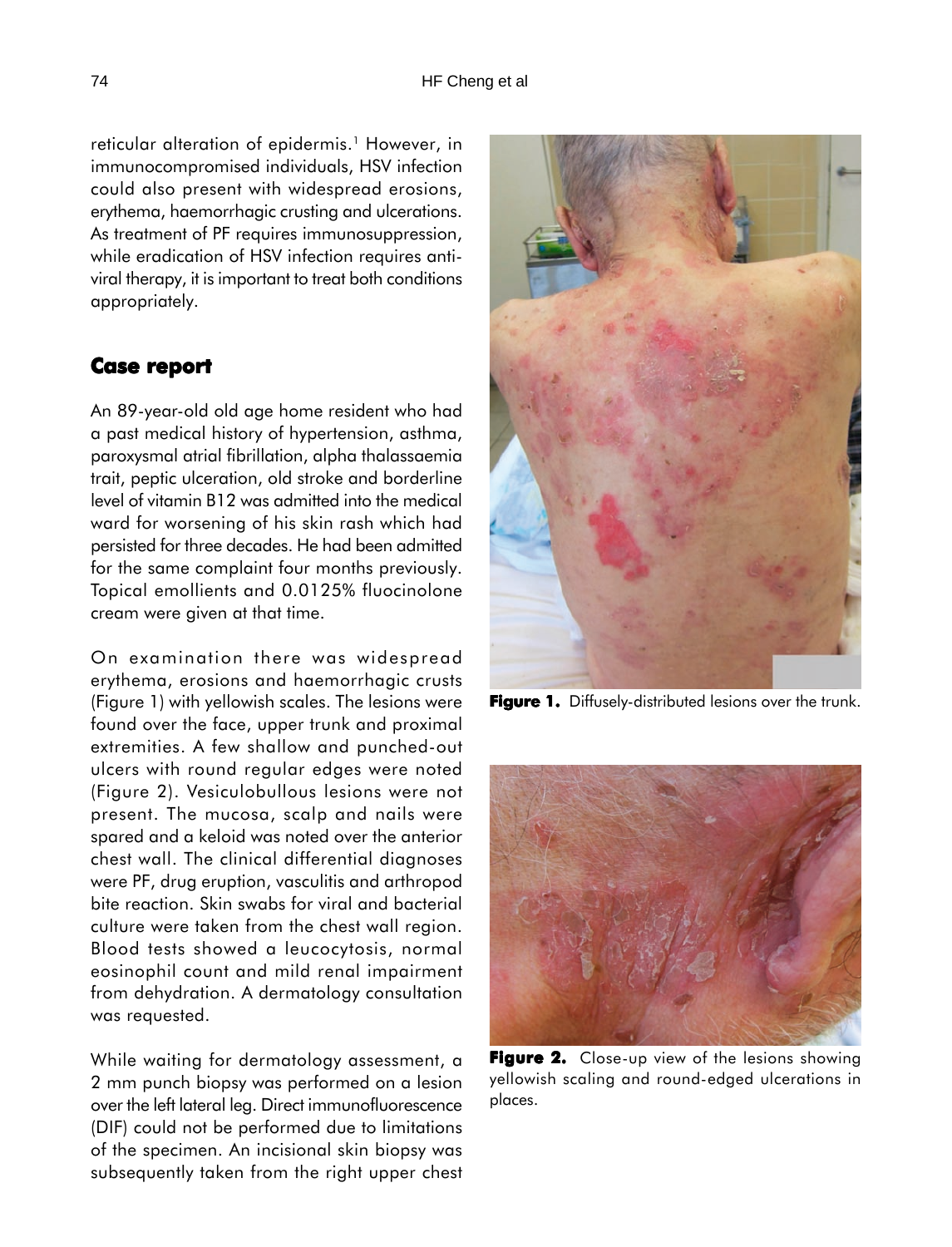reticular alteration of epidermis.[1] However, in immunocompromised individuals, HSV infection could also present with widespread erosions, erythema, haemorrhagic crusting and ulcerations. As treatment of PF requires immunosuppression, while eradication of HSV infection requires anti-viral therapy, it is important to treat both conditions appropriately.

## Case report

An 89-year-old old age home resident who had a past medical history of hypertension, asthma, paroxysmal atrial fibrillation, alpha thalassaemia trait, peptic ulceration, old stroke and borderline level of vitamin B12 was admitted into the medical ward for worsening of his skin rash which had persisted for three decades. He had been admitted for the same complaint four months previously. Topical emollients and 0.0125% fluocinolone cream were given at that time.

On examination there was widespread erythema, erosions and haemorrhagic crusts (Figure 1) with yellowish scales. The lesions were found over the face, upper trunk and proximal extremities. A few shallow and punched-out ulcers with round regular edges were noted (Figure 2). Vesiculobullous lesions were not present. The mucosa, scalp and nails were spared and a keloid was noted over the anterior chest wall. The clinical differential diagnoses were PF, drug eruption, vasculitis and arthropod bite reaction. Skin swabs for viral and bacterial culture were taken from the chest wall region. Blood tests showed a leucocytosis, normal eosinophil count and mild renal impairment from dehydration. A dermatology consultation was requested.

While waiting for dermatology assessment, a 2 mm punch biopsy was performed on a lesion over the left lateral leg. Direct immunofluorescence (DIF) could not be performed due to limitations of the specimen. An incisional skin biopsy was subsequently taken from the right upper chest

**Figure 1.** Diffusely-distributed lesions over the trunk.

**Figure 2.** Close-up view of the lesions showing yellowish scaling and round-edged ulcerations in places.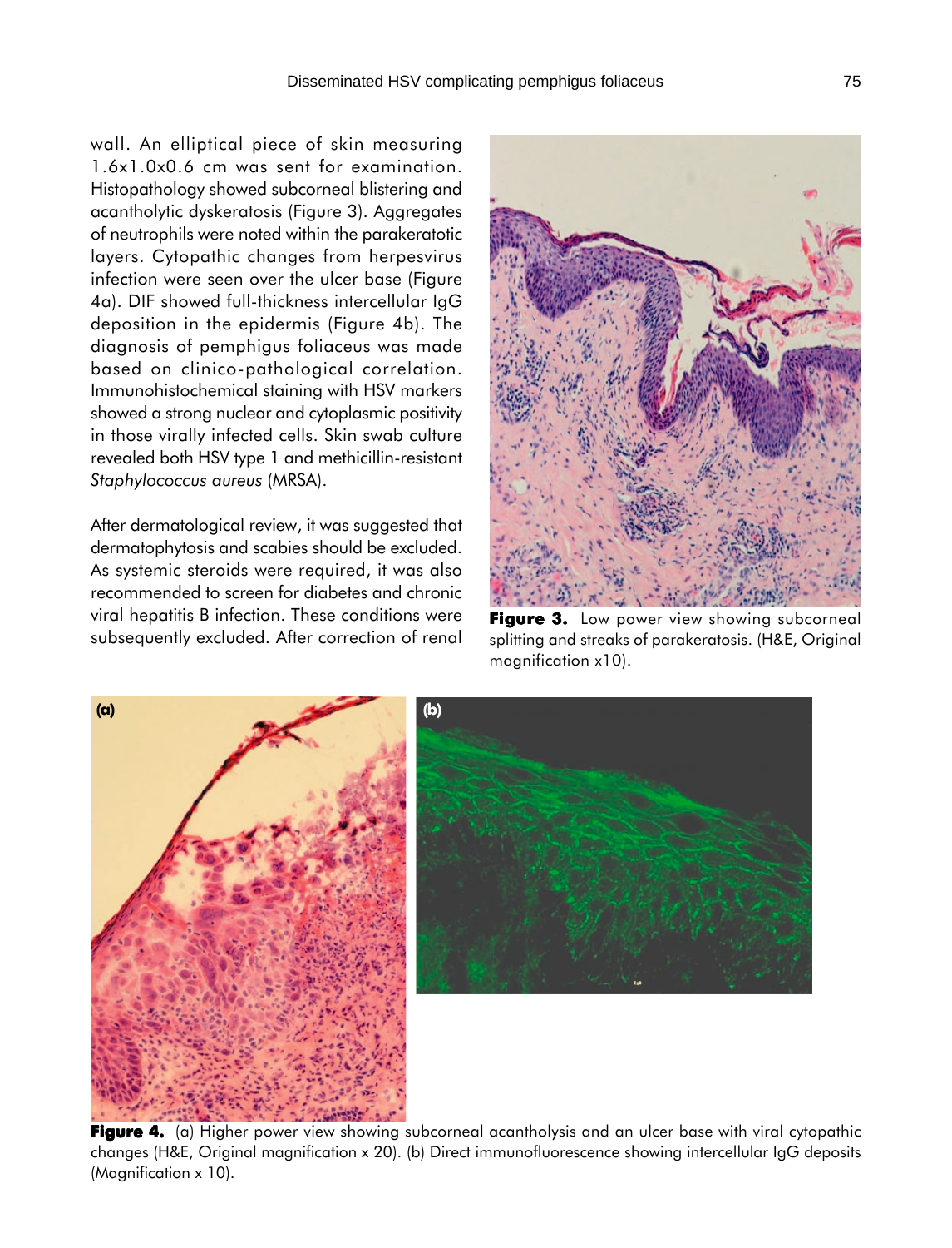wall. An elliptical piece of skin measuring 1.6x1.0x0.6 cm was sent for examination. Histopathology showed subcorneal blistering and acantholytic dyskeratosis (Figure 3). Aggregates of neutrophils were noted within the parakeratotic layers. Cytopathic changes from herpesvirus infection were seen over the ulcer base (Figure 4a). DIF showed full-thickness intercellular IgG deposition in the epidermis (Figure 4b). The diagnosis of pemphigus foliaceus was made based on clinico-pathological correlation. Immunohistochemical staining with HSV markers showed a strong nuclear and cytoplasmic positivity in those virally infected cells. Skin swab culture revealed both HSV type 1 and methicillin-resistant *Staphylococcus aureus* (MRSA).

After dermatological review, it was suggested that dermatophytosis and scabies should be excluded. As systemic steroids were required, it was also recommended to screen for diabetes and chronic viral hepatitis B infection. These conditions were subsequently excluded. After correction of renal

**Figure 3.** Low power view showing subcorneal splitting and streaks of parakeratosis. (H&E, Original magnification x10).

**Figure 4.** (a) Higher power view showing subcorneal acantholysis and an ulcer base with viral cytopathic changes (H&E, Original magnification x 20). (b) Direct immunofluorescence showing intercellular IgG deposits (Magnification x 10).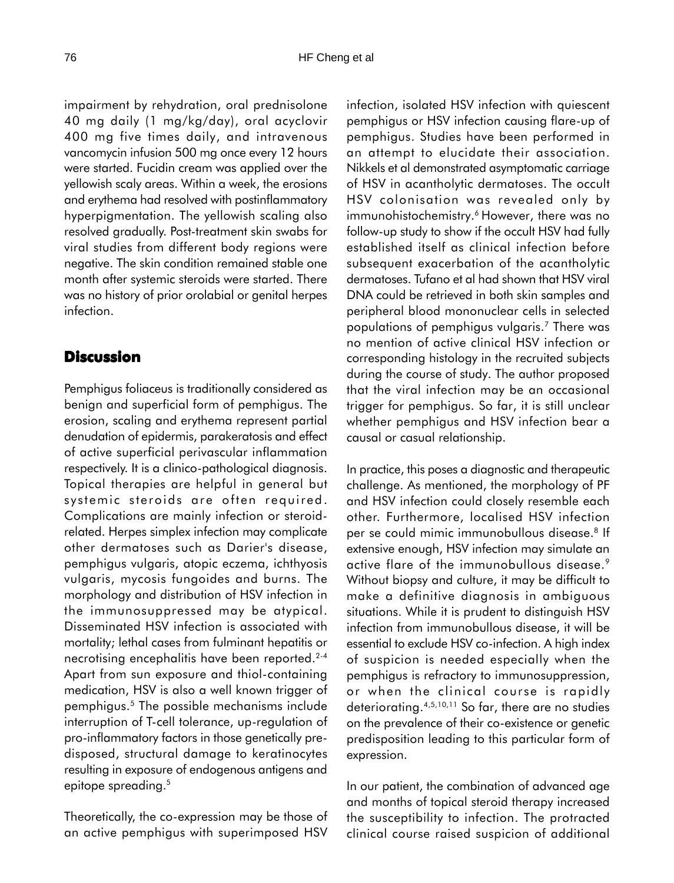impairment by rehydration, oral prednisolone 40 mg daily (1 mg/kg/day), oral acyclovir 400 mg five times daily, and intravenous vancomycin infusion 500 mg once every 12 hours were started. Fucidin cream was applied over the yellowish scaly areas. Within a week, the erosions and erythema had resolved with postinflammatory hyperpigmentation. The yellowish scaling also resolved gradually. Post-treatment skin swabs for viral studies from different body regions were negative. The skin condition remained stable one month after systemic steroids were started. There was no history of prior orolabial or genital herpes infection.

## Discussion

Pemphigus foliaceus is traditionally considered as benign and superficial form of pemphigus. The erosion, scaling and erythema represent partial denudation of epidermis, parakeratosis and effect of active superficial perivascular inflammation respectively. It is a clinico-pathological diagnosis. Topical therapies are helpful in general but systemic steroids are often required. Complications are mainly infection or steroid-related. Herpes simplex infection may complicate other dermatoses such as Darier's disease, pemphigus vulgaris, atopic eczema, ichthyosis vulgaris, mycosis fungoides and burns. The morphology and distribution of HSV infection in the immunosuppressed may be atypical. Disseminated HSV infection is associated with mortality; lethal cases from fulminant hepatitis or necrotising encephalitis have been reported.[2-4] Apart from sun exposure and thiol-containing medication, HSV is also a well known trigger of pemphigus.[5] The possible mechanisms include interruption of T-cell tolerance, up-regulation of pro-inflammatory factors in those genetically pre-disposed, structural damage to keratinocytes resulting in exposure of endogenous antigens and epitope spreading.[5]

Theoretically, the co-expression may be those of an active pemphigus with superimposed HSV infection, isolated HSV infection with quiescent pemphigus or HSV infection causing flare-up of pemphigus. Studies have been performed in an attempt to elucidate their association. Nikkels et al demonstrated asymptomatic carriage of HSV in acantholytic dermatoses. The occult HSV colonisation was revealed only by immunohistochemistry.[6] However, there was no follow-up study to show if the occult HSV had fully established itself as clinical infection before subsequent exacerbation of the acantholytic dermatoses. Tufano et al had shown that HSV viral DNA could be retrieved in both skin samples and peripheral blood mononuclear cells in selected populations of pemphigus vulgaris.[7] There was no mention of active clinical HSV infection or corresponding histology in the recruited subjects during the course of study. The author proposed that the viral infection may be an occasional trigger for pemphigus. So far, it is still unclear whether pemphigus and HSV infection bear a causal or casual relationship.

In practice, this poses a diagnostic and therapeutic challenge. As mentioned, the morphology of PF and HSV infection could closely resemble each other. Furthermore, localised HSV infection per se could mimic immunobullous disease.[8] If extensive enough, HSV infection may simulate an active flare of the immunobullous disease.[9] Without biopsy and culture, it may be difficult to make a definitive diagnosis in ambiguous situations. While it is prudent to distinguish HSV infection from immunobullous disease, it will be essential to exclude HSV co-infection. A high index of suspicion is needed especially when the pemphigus is refractory to immunosuppression, or when the clinical course is rapidly deteriorating.[4,5,10,11] So far, there are no studies on the prevalence of their co-existence or genetic predisposition leading to this particular form of expression.

In our patient, the combination of advanced age and months of topical steroid therapy increased the susceptibility to infection. The protracted clinical course raised suspicion of additional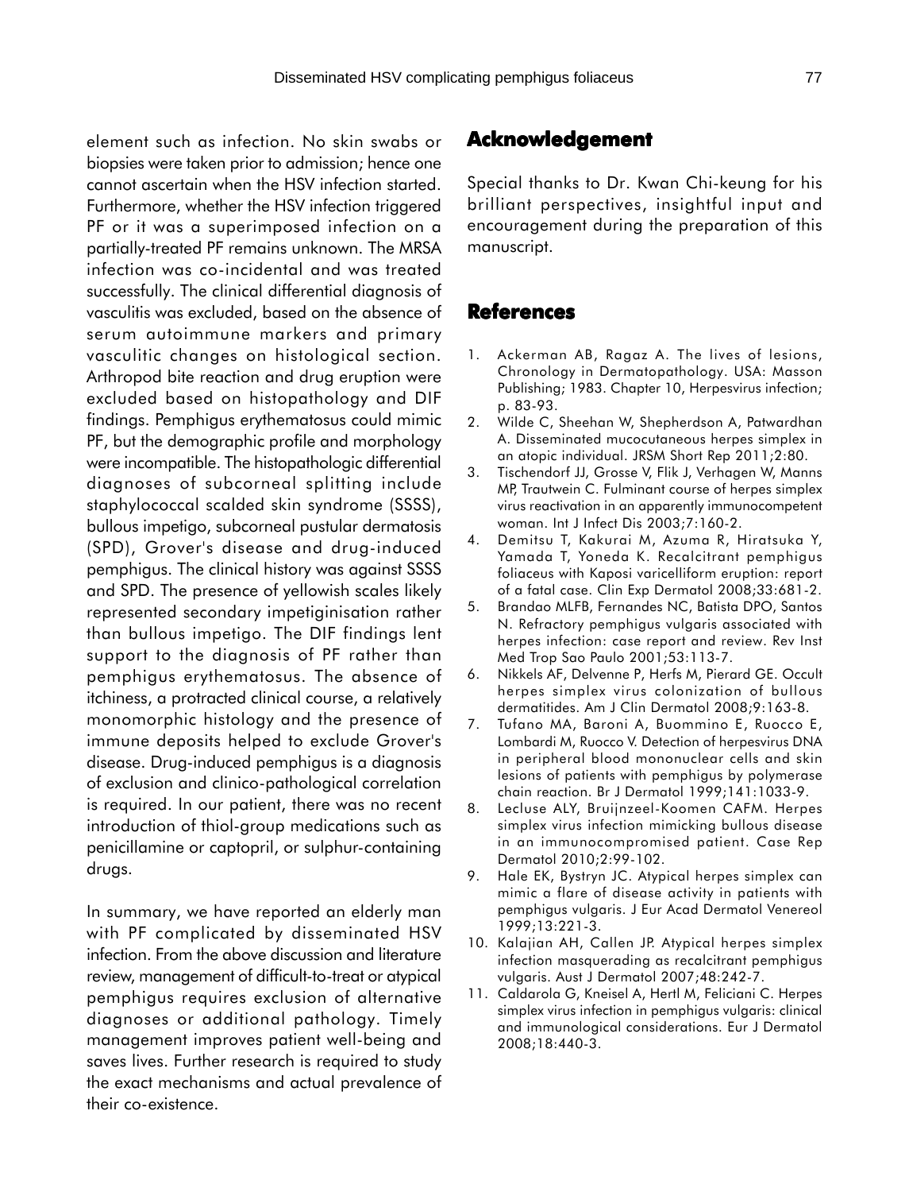element such as infection. No skin swabs or biopsies were taken prior to admission; hence one cannot ascertain when the HSV infection started. Furthermore, whether the HSV infection triggered PF or it was a superimposed infection on a partially-treated PF remains unknown. The MRSA infection was co-incidental and was treated successfully. The clinical differential diagnosis of vasculitis was excluded, based on the absence of serum autoimmune markers and primary vasculitic changes on histological section. Arthropod bite reaction and drug eruption were excluded based on histopathology and DIF findings. Pemphigus erythematosus could mimic PF, but the demographic profile and morphology were incompatible. The histopathologic differential diagnoses of subcorneal splitting include staphylococcal scalded skin syndrome (SSSS), bullous impetigo, subcorneal pustular dermatosis (SPD), Grover's disease and drug-induced pemphigus. The clinical history was against SSSS and SPD. The presence of yellowish scales likely represented secondary impetiginisation rather than bullous impetigo. The DIF findings lent support to the diagnosis of PF rather than pemphigus erythematosus. The absence of itchiness, a protracted clinical course, a relatively monomorphic histology and the presence of immune deposits helped to exclude Grover's disease. Drug-induced pemphigus is a diagnosis of exclusion and clinico-pathological correlation is required. In our patient, there was no recent introduction of thiol-group medications such as penicillamine or captopril, or sulphur-containing drugs.

In summary, we have reported an elderly man with PF complicated by disseminated HSV infection. From the above discussion and literature review, management of difficult-to-treat or atypical pemphigus requires exclusion of alternative diagnoses or additional pathology. Timely management improves patient well-being and saves lives. Further research is required to study the exact mechanisms and actual prevalence of their co-existence.

## Acknowledgement

Special thanks to Dr. Kwan Chi-keung for his brilliant perspectives, insightful input and encouragement during the preparation of this manuscript.

## References

1. Ackerman AB, Ragaz A. The lives of lesions, Chronology in Dermatopathology. USA: Masson Publishing; 1983. Chapter 10, Herpesvirus infection; p. 83-93.
2. Wilde C, Sheehan W, Shepherdson A, Patwardhan A. Disseminated mucocutaneous herpes simplex in an atopic individual. JRSM Short Rep 2011;2:80.
3. Tischendorf JJ, Grosse V, Flik J, Verhagen W, Manns MP, Trautwein C. Fulminant course of herpes simplex virus reactivation in an apparently immunocompetent woman. Int J Infect Dis 2003;7:160-2.
4. Demitsu T, Kakurai M, Azuma R, Hiratsuka Y, Yamada T, Yoneda K. Recalcitrant pemphigus foliaceus with Kaposi varicelliform eruption: report of a fatal case. Clin Exp Dermatol 2008;33:681-2.
5. Brandao MLFB, Fernandes NC, Batista DPO, Santos N. Refractory pemphigus vulgaris associated with herpes infection: case report and review. Rev Inst Med Trop Sao Paulo 2001;53:113-7.
6. Nikkels AF, Delvenne P, Herfs M, Pierard GE. Occult herpes simplex virus colonization of bullous dermatitides. Am J Clin Dermatol 2008;9:163-8.
7. Tufano MA, Baroni A, Buommino E, Ruocco E, Lombardi M, Ruocco V. Detection of herpesvirus DNA in peripheral blood mononuclear cells and skin lesions of patients with pemphigus by polymerase chain reaction. Br J Dermatol 1999;141:1033-9.
8. Lecluse ALY, Bruijnzeel-Koomen CAFM. Herpes simplex virus infection mimicking bullous disease in an immunocompromised patient. Case Rep Dermatol 2010;2:99-102.
9. Hale EK, Bystryn JC. Atypical herpes simplex can mimic a flare of disease activity in patients with pemphigus vulgaris. J Eur Acad Dermatol Venereol 1999;13:221-3.
10. Kalajian AH, Callen JP. Atypical herpes simplex infection masquerading as recalcitrant pemphigus vulgaris. Aust J Dermatol 2007;48:242-7.
11. Caldarola G, Kneisel A, Hertl M, Feliciani C. Herpes simplex virus infection in pemphigus vulgaris: clinical and immunological considerations. Eur J Dermatol 2008;18:440-3.